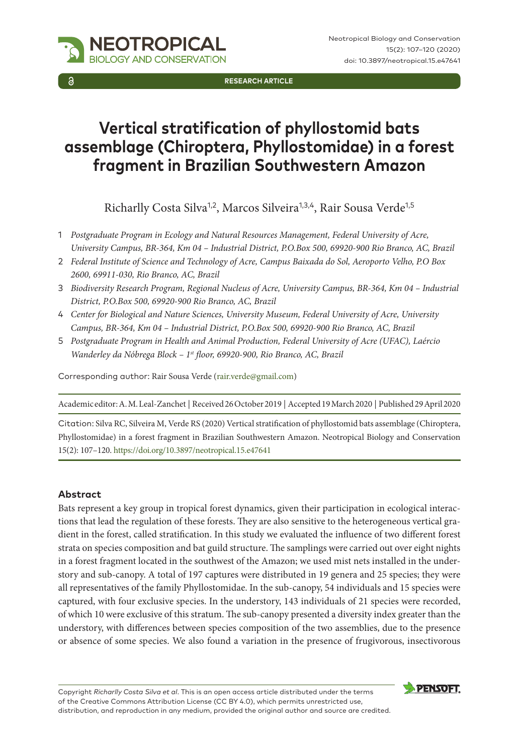RESEARCH ARTICLE

# Vertical stratification of phyllostomid bats assemblage (Chiroptera, Phyllostomidae) in a forest fragment in Brazilian Southwestern Amazon

Richarlly Costa Silva[1,2], Marcos Silveira[1,3,4], Rair Sousa Verde[1,5]

1 *Postgraduate Program in Ecology and Natural Resources Management, Federal University of Acre, University Campus, BR-364, Km 04 – Industrial District, P.O.Box 500, 69920-900 Rio Branco, AC, Brazil*
2 *Federal Institute of Science and Technology of Acre, Campus Baixada do Sol, Aeroporto Velho, P.O Box 2600, 69911-030, Rio Branco, AC, Brazil*
3 *Biodiversity Research Program, Regional Nucleus of Acre, University Campus, BR-364, Km 04 – Industrial District, P.O.Box 500, 69920-900 Rio Branco, AC, Brazil*
4 *Center for Biological and Nature Sciences, University Museum, Federal University of Acre, University Campus, BR-364, Km 04 – Industrial District, P.O.Box 500, 69920-900 Rio Branco, AC, Brazil*
5 *Postgraduate Program in Health and Animal Production, Federal University of Acre (UFAC), Laércio Wanderley da Nóbrega Block – 1st floor, 69920-900, Rio Branco, AC, Brazil*

Corresponding author: Rair Sousa Verde (rair.verde@gmail.com)

Academic editor: A. M. Leal-Zanchet | Received 26 October 2019 | Accepted 19 March 2020 | Published 29 April 2020

Citation: Silva RC, Silveira M, Verde RS (2020) Vertical stratification of phyllostomid bats assemblage (Chiroptera, Phyllostomidae) in a forest fragment in Brazilian Southwestern Amazon. Neotropical Biology and Conservation 15(2): 107–120. https://doi.org/10.3897/neotropical.15.e47641

## Abstract

Bats represent a key group in tropical forest dynamics, given their participation in ecological interactions that lead the regulation of these forests. They are also sensitive to the heterogeneous vertical gradient in the forest, called stratification. In this study we evaluated the influence of two different forest strata on species composition and bat guild structure. The samplings were carried out over eight nights in a forest fragment located in the southwest of the Amazon; we used mist nets installed in the understory and sub-canopy. A total of 197 captures were distributed in 19 genera and 25 species; they were all representatives of the family Phyllostomidae. In the sub-canopy, 54 individuals and 15 species were captured, with four exclusive species. In the understory, 143 individuals of 21 species were recorded, of which 10 were exclusive of this stratum. The sub-canopy presented a diversity index greater than the understory, with differences between species composition of the two assemblies, due to the presence or absence of some species. We also found a variation in the presence of frugivorous, insectivorous

Copyright *Richarlly Costa Silva et al.* This is an open access article distributed under the terms of the Creative Commons Attribution License (CC BY 4.0), which permits unrestricted use, distribution, and reproduction in any medium, provided the original author and source are credited.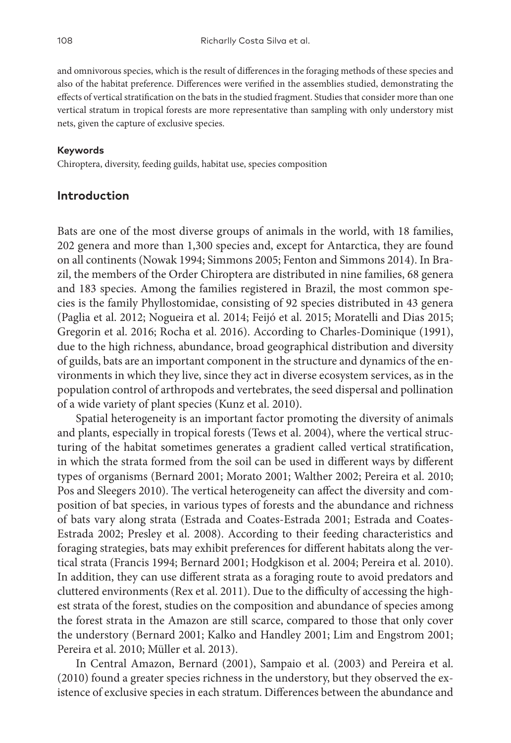and omnivorous species, which is the result of differences in the foraging methods of these species and also of the habitat preference. Differences were verified in the assemblies studied, demonstrating the effects of vertical stratification on the bats in the studied fragment. Studies that consider more than one vertical stratum in tropical forests are more representative than sampling with only understory mist nets, given the capture of exclusive species.

#### Keywords

Chiroptera, diversity, feeding guilds, habitat use, species composition

## Introduction

Bats are one of the most diverse groups of animals in the world, with 18 families, 202 genera and more than 1,300 species and, except for Antarctica, they are found on all continents (Nowak 1994; Simmons 2005; Fenton and Simmons 2014). In Brazil, the members of the Order Chiroptera are distributed in nine families, 68 genera and 183 species. Among the families registered in Brazil, the most common species is the family Phyllostomidae, consisting of 92 species distributed in 43 genera (Paglia et al. 2012; Nogueira et al. 2014; Feijó et al. 2015; Moratelli and Dias 2015; Gregorin et al. 2016; Rocha et al. 2016). According to Charles-Dominique (1991), due to the high richness, abundance, broad geographical distribution and diversity of guilds, bats are an important component in the structure and dynamics of the environments in which they live, since they act in diverse ecosystem services, as in the population control of arthropods and vertebrates, the seed dispersal and pollination of a wide variety of plant species (Kunz et al. 2010).

Spatial heterogeneity is an important factor promoting the diversity of animals and plants, especially in tropical forests (Tews et al. 2004), where the vertical structuring of the habitat sometimes generates a gradient called vertical stratification, in which the strata formed from the soil can be used in different ways by different types of organisms (Bernard 2001; Morato 2001; Walther 2002; Pereira et al. 2010; Pos and Sleegers 2010). The vertical heterogeneity can affect the diversity and composition of bat species, in various types of forests and the abundance and richness of bats vary along strata (Estrada and Coates-Estrada 2001; Estrada and Coates-Estrada 2002; Presley et al. 2008). According to their feeding characteristics and foraging strategies, bats may exhibit preferences for different habitats along the vertical strata (Francis 1994; Bernard 2001; Hodgkison et al. 2004; Pereira et al. 2010). In addition, they can use different strata as a foraging route to avoid predators and cluttered environments (Rex et al. 2011). Due to the difficulty of accessing the highest strata of the forest, studies on the composition and abundance of species among the forest strata in the Amazon are still scarce, compared to those that only cover the understory (Bernard 2001; Kalko and Handley 2001; Lim and Engstrom 2001; Pereira et al. 2010; Müller et al. 2013).

In Central Amazon, Bernard (2001), Sampaio et al. (2003) and Pereira et al. (2010) found a greater species richness in the understory, but they observed the existence of exclusive species in each stratum. Differences between the abundance and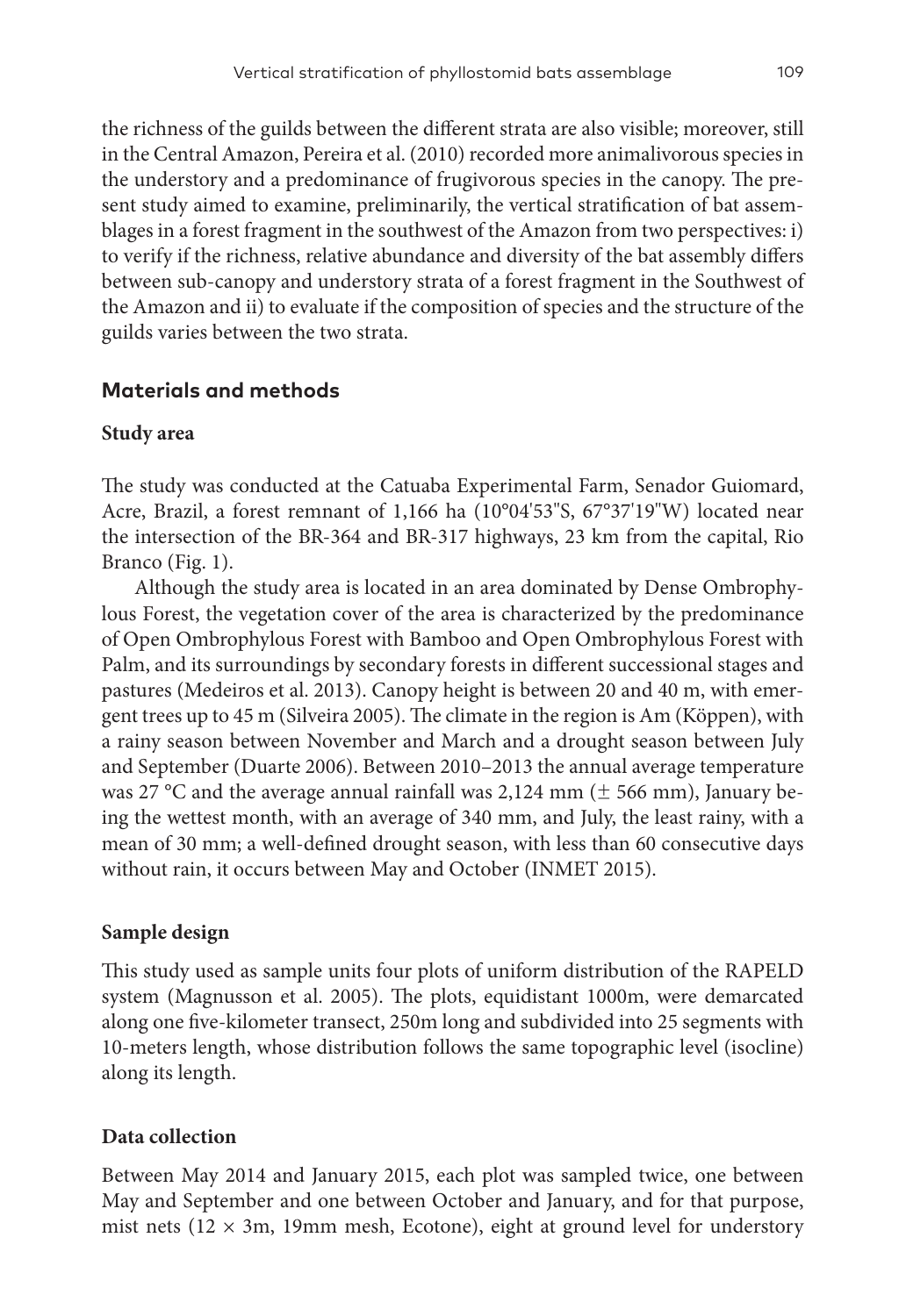the richness of the guilds between the different strata are also visible; moreover, still in the Central Amazon, Pereira et al. (2010) recorded more animalivorous species in the understory and a predominance of frugivorous species in the canopy. The present study aimed to examine, preliminarily, the vertical stratification of bat assemblages in a forest fragment in the southwest of the Amazon from two perspectives: i) to verify if the richness, relative abundance and diversity of the bat assembly differs between sub-canopy and understory strata of a forest fragment in the Southwest of the Amazon and ii) to evaluate if the composition of species and the structure of the guilds varies between the two strata.

## Materials and methods

### Study area

The study was conducted at the Catuaba Experimental Farm, Senador Guiomard, Acre, Brazil, a forest remnant of 1,166 ha (10°04'53"S, 67°37'19"W) located near the intersection of the BR-364 and BR-317 highways, 23 km from the capital, Rio Branco (Fig. 1).

Although the study area is located in an area dominated by Dense Ombrophylous Forest, the vegetation cover of the area is characterized by the predominance of Open Ombrophylous Forest with Bamboo and Open Ombrophylous Forest with Palm, and its surroundings by secondary forests in different successional stages and pastures (Medeiros et al. 2013). Canopy height is between 20 and 40 m, with emergent trees up to 45 m (Silveira 2005). The climate in the region is Am (Köppen), with a rainy season between November and March and a drought season between July and September (Duarte 2006). Between 2010–2013 the annual average temperature was 27 °C and the average annual rainfall was 2,124 mm (± 566 mm), January being the wettest month, with an average of 340 mm, and July, the least rainy, with a mean of 30 mm; a well-defined drought season, with less than 60 consecutive days without rain, it occurs between May and October (INMET 2015).

### Sample design

This study used as sample units four plots of uniform distribution of the RAPELD system (Magnusson et al. 2005). The plots, equidistant 1000m, were demarcated along one five-kilometer transect, 250m long and subdivided into 25 segments with 10-meters length, whose distribution follows the same topographic level (isocline) along its length.

### Data collection

Between May 2014 and January 2015, each plot was sampled twice, one between May and September and one between October and January, and for that purpose, mist nets (12 × 3m, 19mm mesh, Ecotone), eight at ground level for understory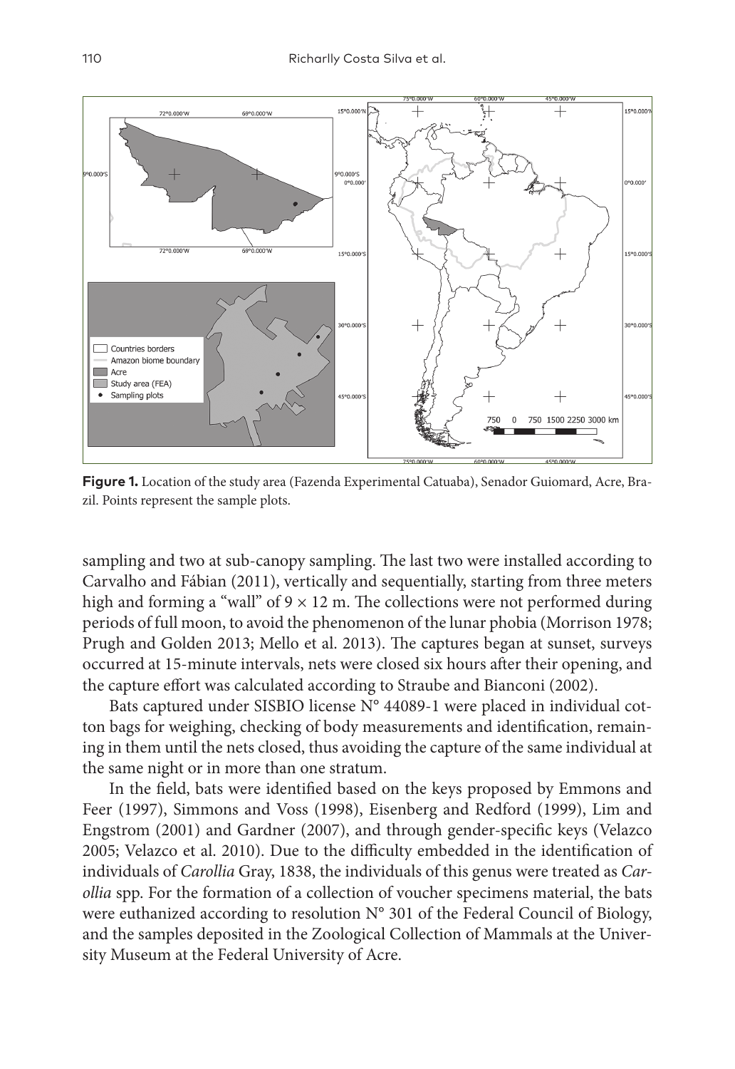**Figure 1.** Location of the study area (Fazenda Experimental Catuaba), Senador Guiomard, Acre, Brazil. Points represent the sample plots.

sampling and two at sub-canopy sampling. The last two were installed according to Carvalho and Fábian (2011), vertically and sequentially, starting from three meters high and forming a "wall" of 9 × 12 m. The collections were not performed during periods of full moon, to avoid the phenomenon of the lunar phobia (Morrison 1978; Prugh and Golden 2013; Mello et al. 2013). The captures began at sunset, surveys occurred at 15-minute intervals, nets were closed six hours after their opening, and the capture effort was calculated according to Straube and Bianconi (2002).

Bats captured under SISBIO license N° 44089-1 were placed in individual cotton bags for weighing, checking of body measurements and identification, remaining in them until the nets closed, thus avoiding the capture of the same individual at the same night or in more than one stratum.

In the field, bats were identified based on the keys proposed by Emmons and Feer (1997), Simmons and Voss (1998), Eisenberg and Redford (1999), Lim and Engstrom (2001) and Gardner (2007), and through gender-specific keys (Velazco 2005; Velazco et al. 2010). Due to the difficulty embedded in the identification of individuals of *Carollia* Gray, 1838, the individuals of this genus were treated as *Carollia* spp. For the formation of a collection of voucher specimens material, the bats were euthanized according to resolution N° 301 of the Federal Council of Biology, and the samples deposited in the Zoological Collection of Mammals at the University Museum at the Federal University of Acre.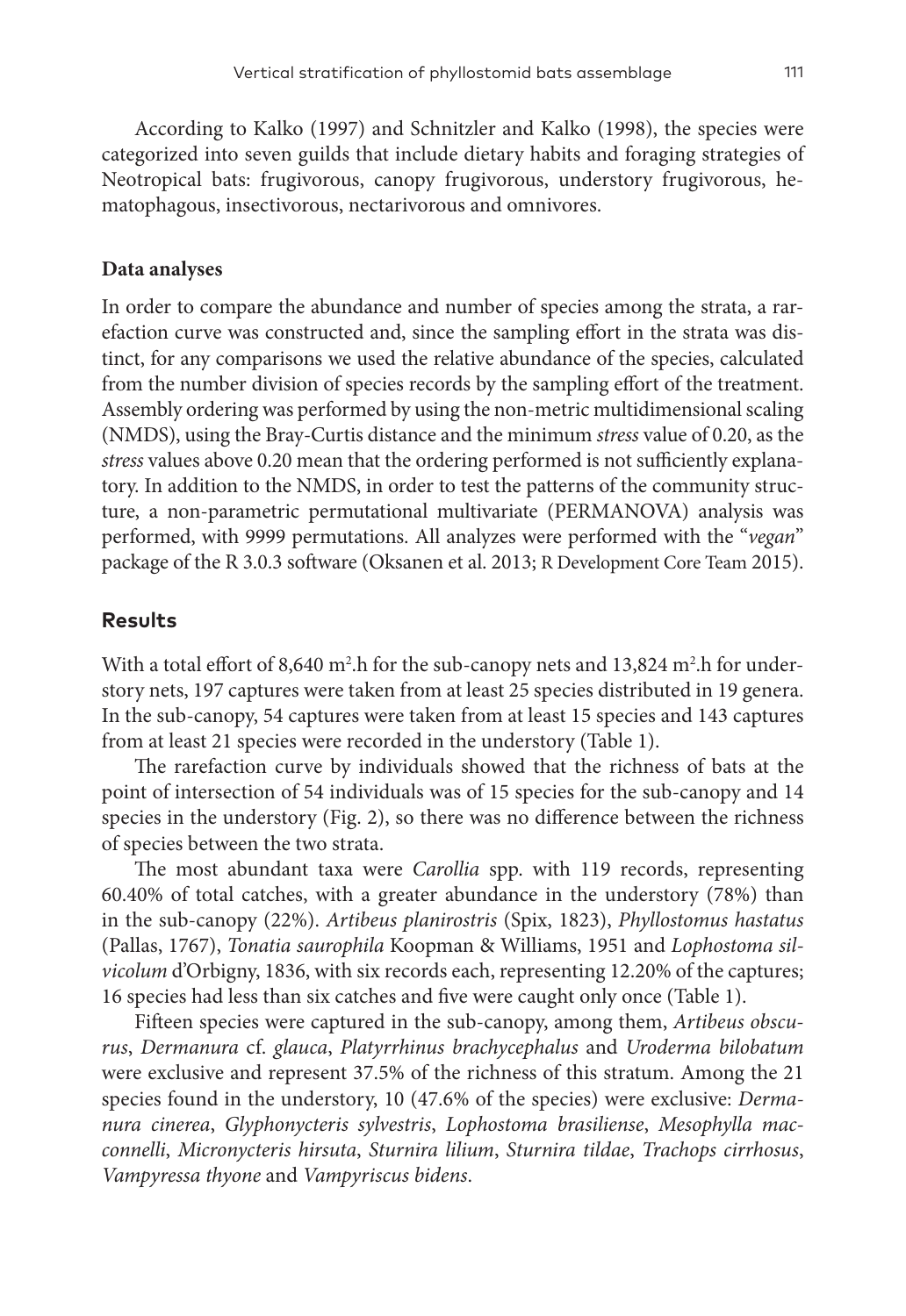According to Kalko (1997) and Schnitzler and Kalko (1998), the species were categorized into seven guilds that include dietary habits and foraging strategies of Neotropical bats: frugivorous, canopy frugivorous, understory frugivorous, hematophagous, insectivorous, nectarivorous and omnivores.

### Data analyses

In order to compare the abundance and number of species among the strata, a rarefaction curve was constructed and, since the sampling effort in the strata was distinct, for any comparisons we used the relative abundance of the species, calculated from the number division of species records by the sampling effort of the treatment. Assembly ordering was performed by using the non-metric multidimensional scaling (NMDS), using the Bray-Curtis distance and the minimum *stress* value of 0.20, as the *stress* values above 0.20 mean that the ordering performed is not sufficiently explanatory. In addition to the NMDS, in order to test the patterns of the community structure, a non-parametric permutational multivariate (PERMANOVA) analysis was performed, with 9999 permutations. All analyzes were performed with the "*vegan*" package of the R 3.0.3 software (Oksanen et al. 2013; R Development Core Team 2015).

## Results

With a total effort of 8,640 $m^2$.h for the sub-canopy nets and 13,824 $m^2$.h for understory nets, 197 captures were taken from at least 25 species distributed in 19 genera. In the sub-canopy, 54 captures were taken from at least 15 species and 143 captures from at least 21 species were recorded in the understory (Table 1).

The rarefaction curve by individuals showed that the richness of bats at the point of intersection of 54 individuals was of 15 species for the sub-canopy and 14 species in the understory (Fig. 2), so there was no difference between the richness of species between the two strata.

The most abundant taxa were *Carollia* spp. with 119 records, representing 60.40% of total catches, with a greater abundance in the understory (78%) than in the sub-canopy (22%). *Artibeus planirostris* (Spix, 1823), *Phyllostomus hastatus* (Pallas, 1767), *Tonatia saurophila* Koopman & Williams, 1951 and *Lophostoma silvicolum* d'Orbigny, 1836, with six records each, representing 12.20% of the captures; 16 species had less than six catches and five were caught only once (Table 1).

Fifteen species were captured in the sub-canopy, among them, *Artibeus obscurus*, *Dermanura* cf. *glauca*, *Platyrrhinus brachycephalus* and *Uroderma bilobatum* were exclusive and represent 37.5% of the richness of this stratum. Among the 21 species found in the understory, 10 (47.6% of the species) were exclusive: *Dermanura cinerea*, *Glyphonycteris sylvestris*, *Lophostoma brasiliense*, *Mesophylla macconnelli*, *Micronycteris hirsuta*, *Sturnira lilium*, *Sturnira tildae*, *Trachops cirrhosus*, *Vampyressa thyone* and *Vampyriscus bidens*.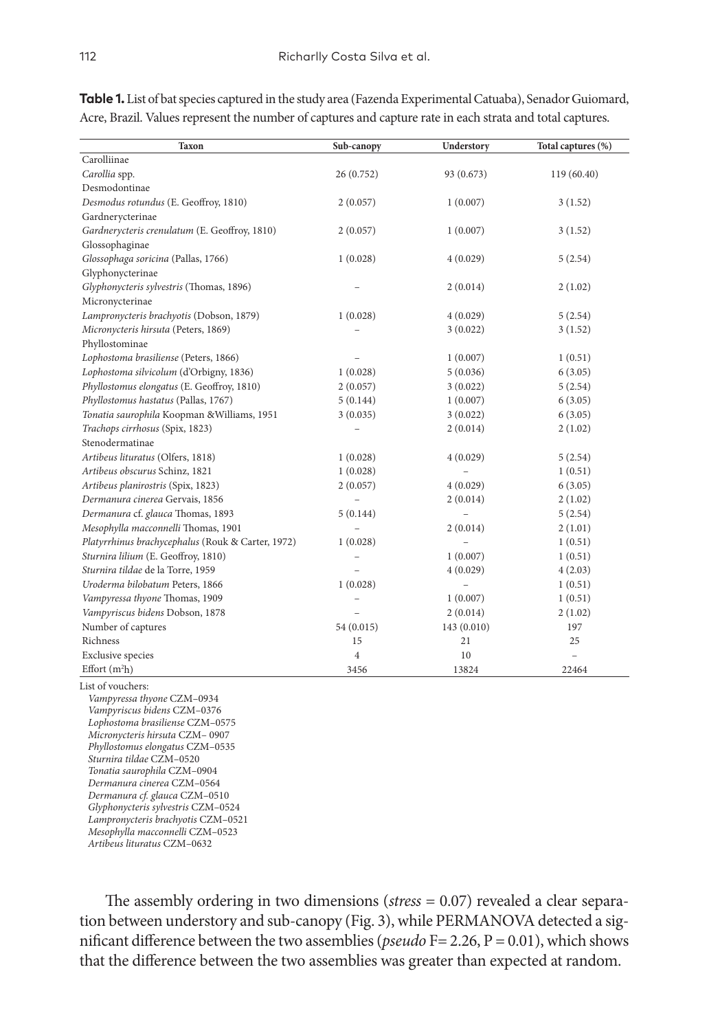**Table 1.** List of bat species captured in the study area (Fazenda Experimental Catuaba), Senador Guiomard, Acre, Brazil. Values represent the number of captures and capture rate in each strata and total captures.

| Taxon | Sub-canopy | Understory | Total captures (%) |
|---|---|---|---|
| Carolliinae | | | |
| *Carollia* spp. | 26 (0.752) | 93 (0.673) | 119 (60.40) |
| Desmodontinae | | | |
| *Desmodus rotundus* (E. Geoffroy, 1810) | 2 (0.057) | 1 (0.007) | 3 (1.52) |
| Gardnerycterinae | | | |
| *Gardnerycteris crenulatum* (E. Geoffroy, 1810) | 2 (0.057) | 1 (0.007) | 3 (1.52) |
| Glossophaginae | | | |
| *Glossophaga soricina* (Pallas, 1766) | 1 (0.028) | 4 (0.029) | 5 (2.54) |
| Glyphonycterinae | | | |
| *Glyphonycteris sylvestris* (Thomas, 1896) | – | 2 (0.014) | 2 (1.02) |
| Micronycterinae | | | |
| *Lampronycteris brachyotis* (Dobson, 1879) | 1 (0.028) | 4 (0.029) | 5 (2.54) |
| *Micronycteris hirsuta* (Peters, 1869) | – | 3 (0.022) | 3 (1.52) |
| Phyllostominae | | | |
| *Lophostoma brasiliense* (Peters, 1866) | – | 1 (0.007) | 1 (0.51) |
| *Lophostoma silvicolum* (d'Orbigny, 1836) | 1 (0.028) | 5 (0.036) | 6 (3.05) |
| *Phyllostomus elongatus* (E. Geoffroy, 1810) | 2 (0.057) | 3 (0.022) | 5 (2.54) |
| *Phyllostomus hastatus* (Pallas, 1767) | 5 (0.144) | 1 (0.007) | 6 (3.05) |
| *Tonatia saurophila* Koopman &Williams, 1951 | 3 (0.035) | 3 (0.022) | 6 (3.05) |
| *Trachops cirrhosus* (Spix, 1823) | – | 2 (0.014) | 2 (1.02) |
| Stenodermatinae | | | |
| *Artibeus lituratus* (Olfers, 1818) | 1 (0.028) | 4 (0.029) | 5 (2.54) |
| *Artibeus obscurus* Schinz, 1821 | 1 (0.028) | – | 1 (0.51) |
| *Artibeus planirostris* (Spix, 1823) | 2 (0.057) | 4 (0.029) | 6 (3.05) |
| *Dermanura cinerea* Gervais, 1856 | – | 2 (0.014) | 2 (1.02) |
| *Dermanura* cf. *glauca* Thomas, 1893 | 5 (0.144) | – | 5 (2.54) |
| *Mesophylla macconnelli* Thomas, 1901 | – | 2 (0.014) | 2 (1.01) |
| *Platyrrhinus brachycephalus* (Rouk & Carter, 1972) | 1 (0.028) | – | 1 (0.51) |
| *Sturnira lilium* (E. Geoffroy, 1810) | – | 1 (0.007) | 1 (0.51) |
| *Sturnira tildae* de la Torre, 1959 | – | 4 (0.029) | 4 (2.03) |
| *Uroderma bilobatum* Peters, 1866 | 1 (0.028) | – | 1 (0.51) |
| *Vampyressa thyone* Thomas, 1909 | – | 1 (0.007) | 1 (0.51) |
| *Vampyriscus bidens* Dobson, 1878 | – | 2 (0.014) | 2 (1.02) |
| Number of captures | 54 (0.015) | 143 (0.010) | 197 |
| Richness | 15 | 21 | 25 |
| Exclusive species | 4 | 10 | – |
| Effort ($m^2h$) | 3456 | 13824 | 22464 |

List of vouchers:
*Vampyressa thyone* CZM–0934
*Vampyriscus bidens* CZM–0376
*Lophostoma brasiliense* CZM–0575
*Micronycteris hirsuta* CZM– 0907
*Phyllostomus elongatus* CZM–0535
*Sturnira tildae* CZM–0520
*Tonatia saurophila* CZM–0904
*Dermanura cinerea* CZM–0564
*Dermanura cf. glauca* CZM–0510
*Glyphonycteris sylvestris* CZM–0524
*Lampronycteris brachyotis* CZM–0521
*Mesophylla macconnelli* CZM–0523
*Artibeus lituratus* CZM–0632

The assembly ordering in two dimensions (*stress* = 0.07) revealed a clear separation between understory and sub-canopy (Fig. 3), while PERMANOVA detected a significant difference between the two assemblies (*pseudo* F= 2.26, P = 0.01), which shows that the difference between the two assemblies was greater than expected at random.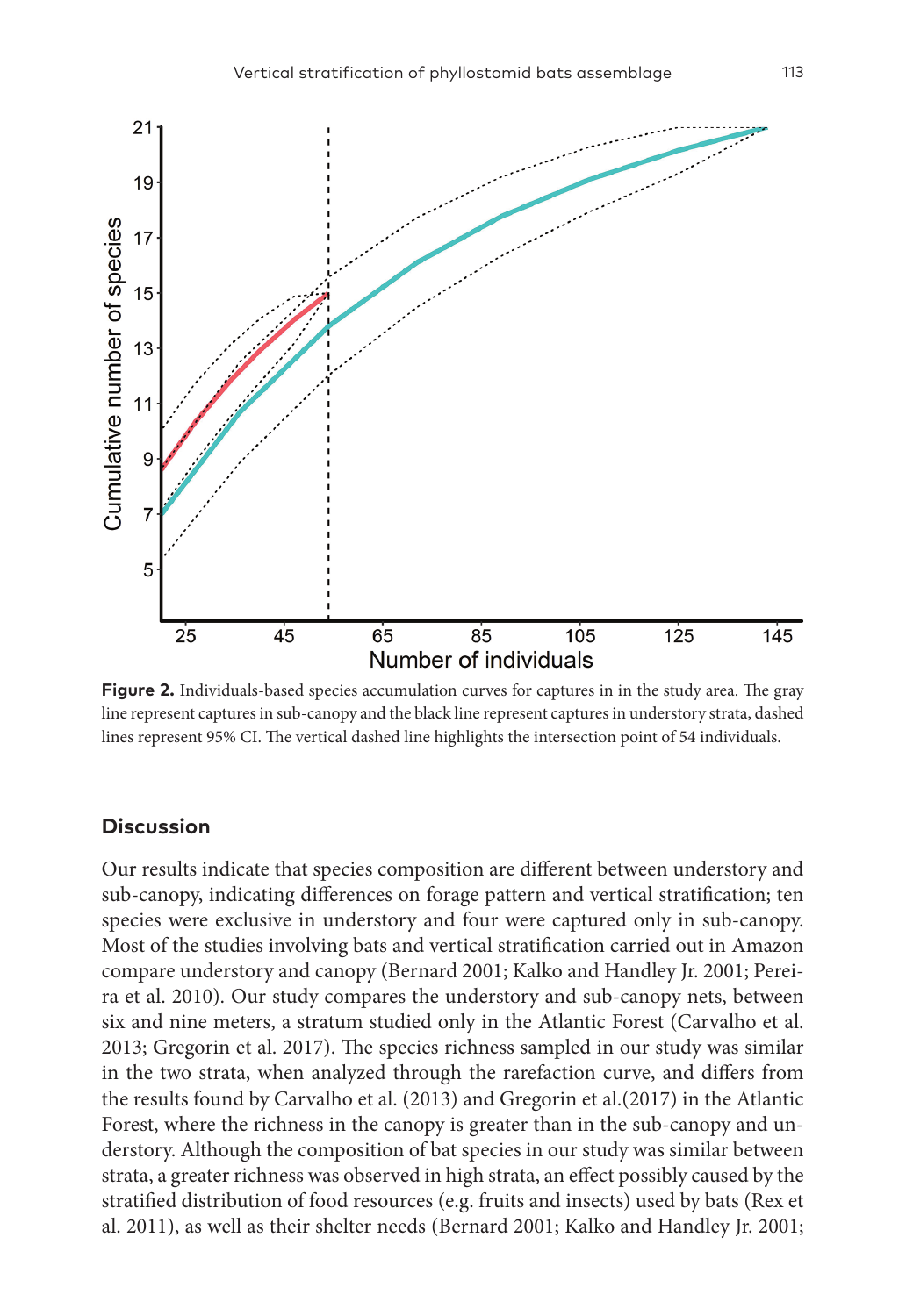**Figure 2.** Individuals-based species accumulation curves for captures in in the study area. The gray line represent captures in sub-canopy and the black line represent captures in understory strata, dashed lines represent 95% CI. The vertical dashed line highlights the intersection point of 54 individuals.

## Discussion

Our results indicate that species composition are different between understory and sub-canopy, indicating differences on forage pattern and vertical stratification; ten species were exclusive in understory and four were captured only in sub-canopy. Most of the studies involving bats and vertical stratification carried out in Amazon compare understory and canopy (Bernard 2001; Kalko and Handley Jr. 2001; Pereira et al. 2010). Our study compares the understory and sub-canopy nets, between six and nine meters, a stratum studied only in the Atlantic Forest (Carvalho et al. 2013; Gregorin et al. 2017). The species richness sampled in our study was similar in the two strata, when analyzed through the rarefaction curve, and differs from the results found by Carvalho et al. (2013) and Gregorin et al.(2017) in the Atlantic Forest, where the richness in the canopy is greater than in the sub-canopy and understory. Although the composition of bat species in our study was similar between strata, a greater richness was observed in high strata, an effect possibly caused by the stratified distribution of food resources (e.g. fruits and insects) used by bats (Rex et al. 2011), as well as their shelter needs (Bernard 2001; Kalko and Handley Jr. 2001;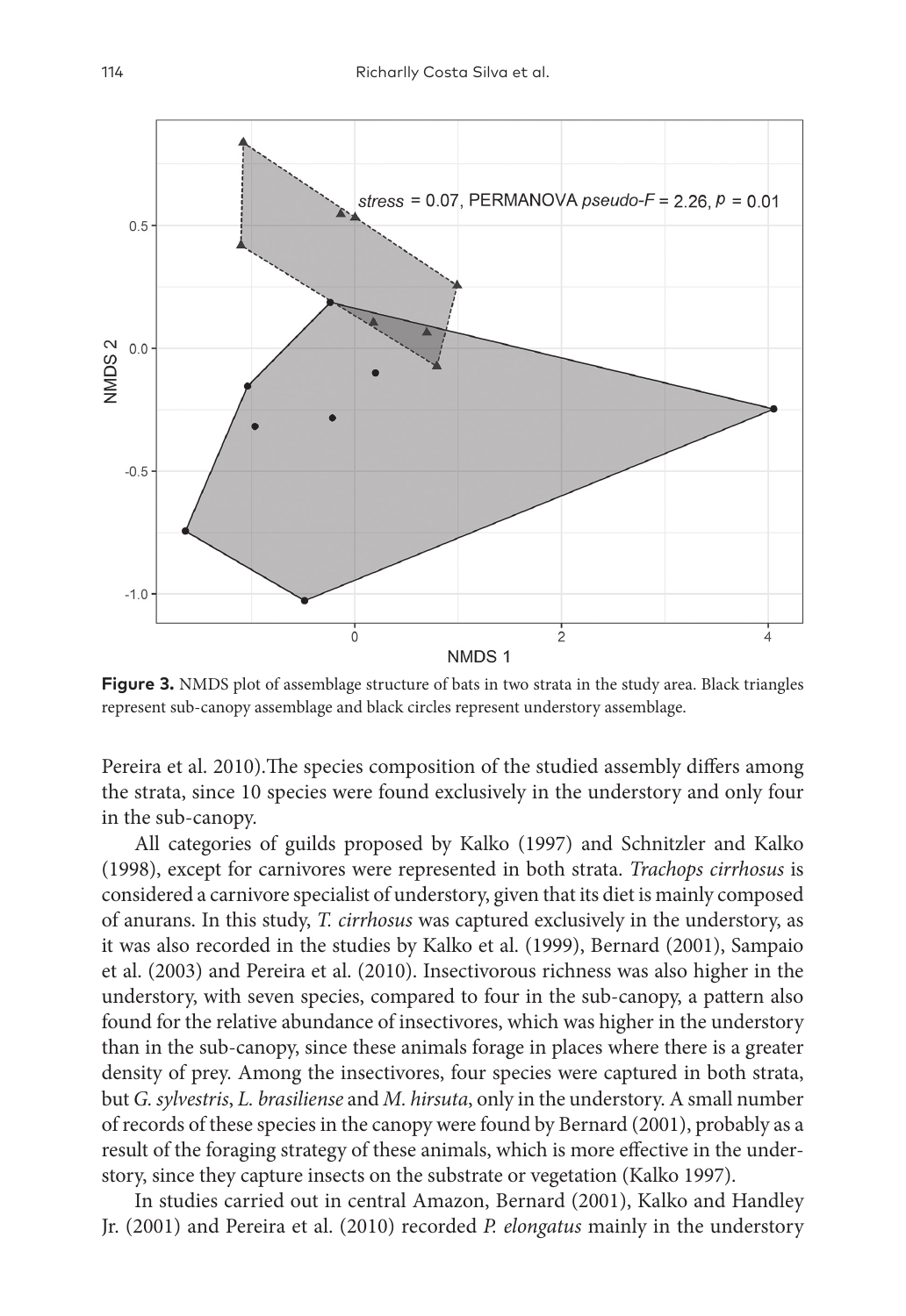**Figure 3.** NMDS plot of assemblage structure of bats in two strata in the study area. Black triangles represent sub-canopy assemblage and black circles represent understory assemblage.

Pereira et al. 2010).The species composition of the studied assembly differs among the strata, since 10 species were found exclusively in the understory and only four in the sub-canopy.

All categories of guilds proposed by Kalko (1997) and Schnitzler and Kalko (1998), except for carnivores were represented in both strata. *Trachops cirrhosus* is considered a carnivore specialist of understory, given that its diet is mainly composed of anurans. In this study, *T. cirrhosus* was captured exclusively in the understory, as it was also recorded in the studies by Kalko et al. (1999), Bernard (2001), Sampaio et al. (2003) and Pereira et al. (2010). Insectivorous richness was also higher in the understory, with seven species, compared to four in the sub-canopy, a pattern also found for the relative abundance of insectivores, which was higher in the understory than in the sub-canopy, since these animals forage in places where there is a greater density of prey. Among the insectivores, four species were captured in both strata, but *G. sylvestris*, *L. brasiliense* and *M. hirsuta*, only in the understory. A small number of records of these species in the canopy were found by Bernard (2001), probably as a result of the foraging strategy of these animals, which is more effective in the understory, since they capture insects on the substrate or vegetation (Kalko 1997).

In studies carried out in central Amazon, Bernard (2001), Kalko and Handley Jr. (2001) and Pereira et al. (2010) recorded *P. elongatus* mainly in the understory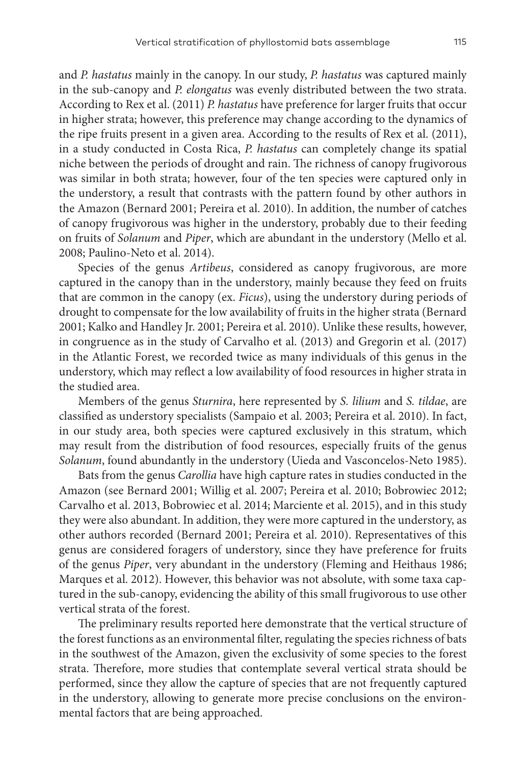and *P. hastatus* mainly in the canopy. In our study, *P. hastatus* was captured mainly in the sub-canopy and *P. elongatus* was evenly distributed between the two strata. According to Rex et al. (2011) *P. hastatus* have preference for larger fruits that occur in higher strata; however, this preference may change according to the dynamics of the ripe fruits present in a given area. According to the results of Rex et al. (2011), in a study conducted in Costa Rica, *P. hastatus* can completely change its spatial niche between the periods of drought and rain. The richness of canopy frugivorous was similar in both strata; however, four of the ten species were captured only in the understory, a result that contrasts with the pattern found by other authors in the Amazon (Bernard 2001; Pereira et al. 2010). In addition, the number of catches of canopy frugivorous was higher in the understory, probably due to their feeding on fruits of *Solanum* and *Piper*, which are abundant in the understory (Mello et al. 2008; Paulino-Neto et al. 2014).

Species of the genus *Artibeus*, considered as canopy frugivorous, are more captured in the canopy than in the understory, mainly because they feed on fruits that are common in the canopy (ex. *Ficus*), using the understory during periods of drought to compensate for the low availability of fruits in the higher strata (Bernard 2001; Kalko and Handley Jr. 2001; Pereira et al. 2010). Unlike these results, however, in congruence as in the study of Carvalho et al. (2013) and Gregorin et al. (2017) in the Atlantic Forest, we recorded twice as many individuals of this genus in the understory, which may reflect a low availability of food resources in higher strata in the studied area.

Members of the genus *Sturnira*, here represented by *S. lilium* and *S. tildae*, are classified as understory specialists (Sampaio et al. 2003; Pereira et al. 2010). In fact, in our study area, both species were captured exclusively in this stratum, which may result from the distribution of food resources, especially fruits of the genus *Solanum*, found abundantly in the understory (Uieda and Vasconcelos-Neto 1985).

Bats from the genus *Carollia* have high capture rates in studies conducted in the Amazon (see Bernard 2001; Willig et al. 2007; Pereira et al. 2010; Bobrowiec 2012; Carvalho et al. 2013, Bobrowiec et al. 2014; Marciente et al. 2015), and in this study they were also abundant. In addition, they were more captured in the understory, as other authors recorded (Bernard 2001; Pereira et al. 2010). Representatives of this genus are considered foragers of understory, since they have preference for fruits of the genus *Piper*, very abundant in the understory (Fleming and Heithaus 1986; Marques et al. 2012). However, this behavior was not absolute, with some taxa captured in the sub-canopy, evidencing the ability of this small frugivorous to use other vertical strata of the forest.

The preliminary results reported here demonstrate that the vertical structure of the forest functions as an environmental filter, regulating the species richness of bats in the southwest of the Amazon, given the exclusivity of some species to the forest strata. Therefore, more studies that contemplate several vertical strata should be performed, since they allow the capture of species that are not frequently captured in the understory, allowing to generate more precise conclusions on the environmental factors that are being approached.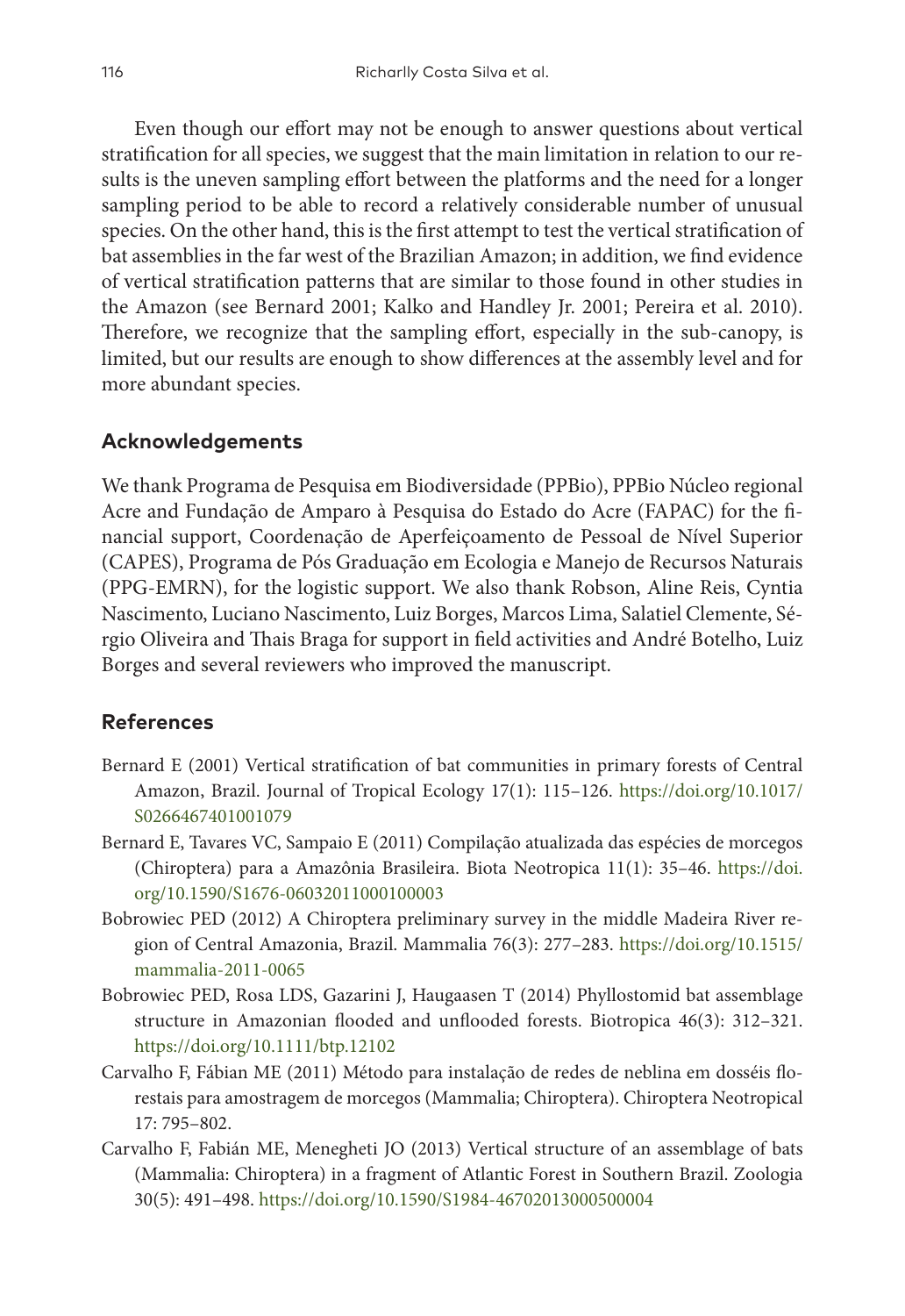Even though our effort may not be enough to answer questions about vertical stratification for all species, we suggest that the main limitation in relation to our results is the uneven sampling effort between the platforms and the need for a longer sampling period to be able to record a relatively considerable number of unusual species. On the other hand, this is the first attempt to test the vertical stratification of bat assemblies in the far west of the Brazilian Amazon; in addition, we find evidence of vertical stratification patterns that are similar to those found in other studies in the Amazon (see Bernard 2001; Kalko and Handley Jr. 2001; Pereira et al. 2010). Therefore, we recognize that the sampling effort, especially in the sub-canopy, is limited, but our results are enough to show differences at the assembly level and for more abundant species.

## Acknowledgements

We thank Programa de Pesquisa em Biodiversidade (PPBio), PPBio Núcleo regional Acre and Fundação de Amparo à Pesquisa do Estado do Acre (FAPAC) for the financial support, Coordenação de Aperfeiçoamento de Pessoal de Nível Superior (CAPES), Programa de Pós Graduação em Ecologia e Manejo de Recursos Naturais (PPG-EMRN), for the logistic support. We also thank Robson, Aline Reis, Cyntia Nascimento, Luciano Nascimento, Luiz Borges, Marcos Lima, Salatiel Clemente, Sérgio Oliveira and Thais Braga for support in field activities and André Botelho, Luiz Borges and several reviewers who improved the manuscript.

## References

Bernard E (2001) Vertical stratification of bat communities in primary forests of Central Amazon, Brazil. Journal of Tropical Ecology 17(1): 115–126. https://doi.org/10.1017/S0266467401001079

Bernard E, Tavares VC, Sampaio E (2011) Compilação atualizada das espécies de morcegos (Chiroptera) para a Amazônia Brasileira. Biota Neotropica 11(1): 35–46. https://doi.org/10.1590/S1676-06032011000100003

Bobrowiec PED (2012) A Chiroptera preliminary survey in the middle Madeira River region of Central Amazonia, Brazil. Mammalia 76(3): 277–283. https://doi.org/10.1515/mammalia-2011-0065

Bobrowiec PED, Rosa LDS, Gazarini J, Haugaasen T (2014) Phyllostomid bat assemblage structure in Amazonian flooded and unflooded forests. Biotropica 46(3): 312–321. https://doi.org/10.1111/btp.12102

Carvalho F, Fábian ME (2011) Método para instalação de redes de neblina em dosséis florestais para amostragem de morcegos (Mammalia; Chiroptera). Chiroptera Neotropical 17: 795–802.

Carvalho F, Fabián ME, Menegheti JO (2013) Vertical structure of an assemblage of bats (Mammalia: Chiroptera) in a fragment of Atlantic Forest in Southern Brazil. Zoologia 30(5): 491–498. https://doi.org/10.1590/S1984-46702013000500004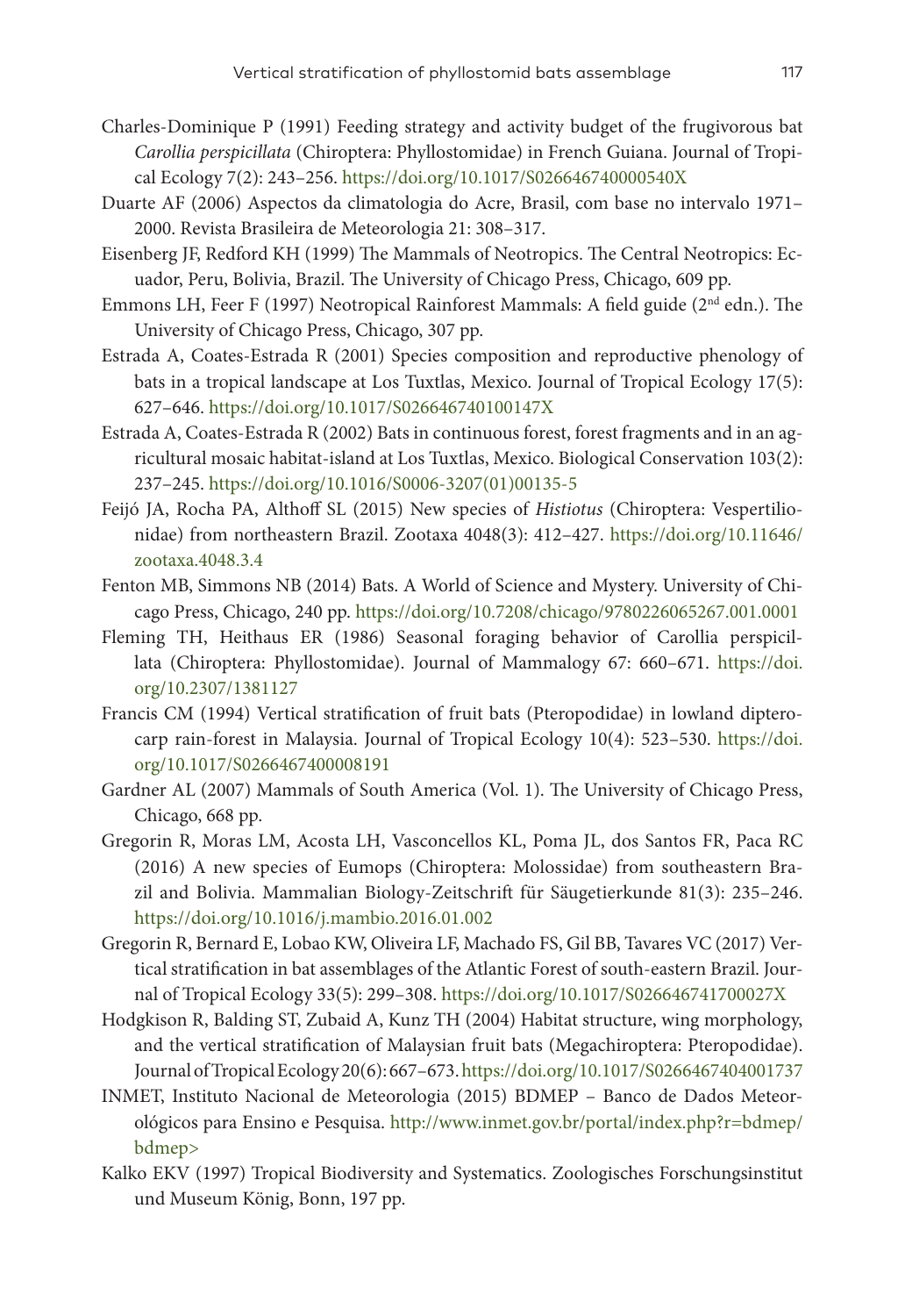Charles-Dominique P (1991) Feeding strategy and activity budget of the frugivorous bat *Carollia perspicillata* (Chiroptera: Phyllostomidae) in French Guiana. Journal of Tropical Ecology 7(2): 243–256. https://doi.org/10.1017/S026646740000540X

Duarte AF (2006) Aspectos da climatologia do Acre, Brasil, com base no intervalo 1971–2000. Revista Brasileira de Meteorologia 21: 308–317.

Eisenberg JF, Redford KH (1999) The Mammals of Neotropics. The Central Neotropics: Ecuador, Peru, Bolivia, Brazil. The University of Chicago Press, Chicago, 609 pp.

Emmons LH, Feer F (1997) Neotropical Rainforest Mammals: A field guide (2nd edn.). The University of Chicago Press, Chicago, 307 pp.

Estrada A, Coates-Estrada R (2001) Species composition and reproductive phenology of bats in a tropical landscape at Los Tuxtlas, Mexico. Journal of Tropical Ecology 17(5): 627–646. https://doi.org/10.1017/S026646740100147X

Estrada A, Coates-Estrada R (2002) Bats in continuous forest, forest fragments and in an agricultural mosaic habitat-island at Los Tuxtlas, Mexico. Biological Conservation 103(2): 237–245. https://doi.org/10.1016/S0006-3207(01)00135-5

Feijó JA, Rocha PA, Althoff SL (2015) New species of *Histiotus* (Chiroptera: Vespertilionidae) from northeastern Brazil. Zootaxa 4048(3): 412–427. https://doi.org/10.11646/zootaxa.4048.3.4

Fenton MB, Simmons NB (2014) Bats. A World of Science and Mystery. University of Chicago Press, Chicago, 240 pp. https://doi.org/10.7208/chicago/9780226065267.001.0001

Fleming TH, Heithaus ER (1986) Seasonal foraging behavior of Carollia perspicillata (Chiroptera: Phyllostomidae). Journal of Mammalogy 67: 660–671. https://doi.org/10.2307/1381127

Francis CM (1994) Vertical stratification of fruit bats (Pteropodidae) in lowland dipterocarp rain-forest in Malaysia. Journal of Tropical Ecology 10(4): 523–530. https://doi.org/10.1017/S0266467400008191

Gardner AL (2007) Mammals of South America (Vol. 1). The University of Chicago Press, Chicago, 668 pp.

Gregorin R, Moras LM, Acosta LH, Vasconcellos KL, Poma JL, dos Santos FR, Paca RC (2016) A new species of Eumops (Chiroptera: Molossidae) from southeastern Brazil and Bolivia. Mammalian Biology-Zeitschrift für Säugetierkunde 81(3): 235–246. https://doi.org/10.1016/j.mambio.2016.01.002

Gregorin R, Bernard E, Lobao KW, Oliveira LF, Machado FS, Gil BB, Tavares VC (2017) Vertical stratification in bat assemblages of the Atlantic Forest of south-eastern Brazil. Journal of Tropical Ecology 33(5): 299–308. https://doi.org/10.1017/S026646741700027X

Hodgkison R, Balding ST, Zubaid A, Kunz TH (2004) Habitat structure, wing morphology, and the vertical stratification of Malaysian fruit bats (Megachiroptera: Pteropodidae). Journal of Tropical Ecology 20(6): 667–673. https://doi.org/10.1017/S0266467404001737

INMET, Instituto Nacional de Meteorologia (2015) BDMEP – Banco de Dados Meteorológicos para Ensino e Pesquisa. http://www.inmet.gov.br/portal/index.php?r=bdmep/bdmep>

Kalko EKV (1997) Tropical Biodiversity and Systematics. Zoologisches Forschungsinstitut und Museum König, Bonn, 197 pp.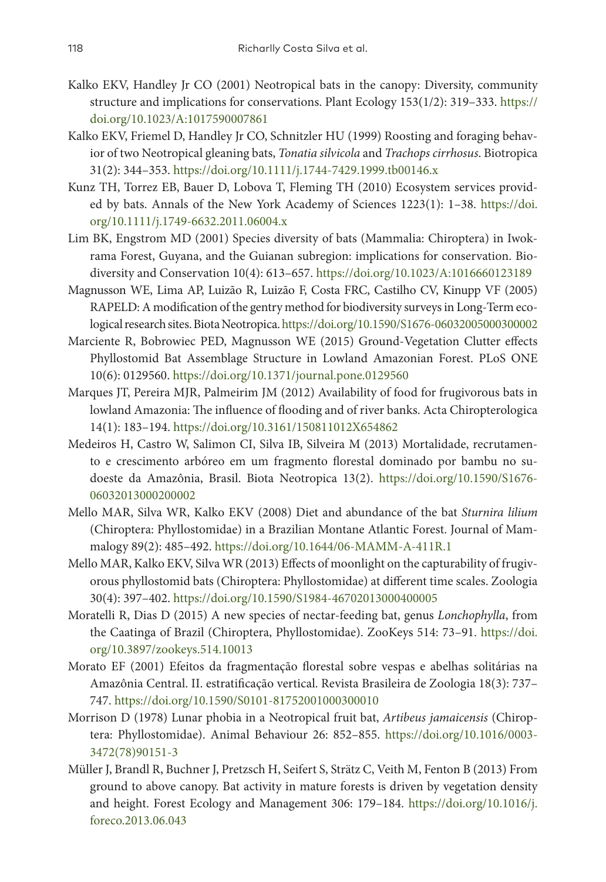Kalko EKV, Handley Jr CO (2001) Neotropical bats in the canopy: Diversity, community structure and implications for conservations. Plant Ecology 153(1/2): 319–333. https://doi.org/10.1023/A:1017590007861

Kalko EKV, Friemel D, Handley Jr CO, Schnitzler HU (1999) Roosting and foraging behavior of two Neotropical gleaning bats, *Tonatia silvicola* and *Trachops cirrhosus*. Biotropica 31(2): 344–353. https://doi.org/10.1111/j.1744-7429.1999.tb00146.x

Kunz TH, Torrez EB, Bauer D, Lobova T, Fleming TH (2010) Ecosystem services provided by bats. Annals of the New York Academy of Sciences 1223(1): 1–38. https://doi.org/10.1111/j.1749-6632.2011.06004.x

Lim BK, Engstrom MD (2001) Species diversity of bats (Mammalia: Chiroptera) in Iwokrama Forest, Guyana, and the Guianan subregion: implications for conservation. Biodiversity and Conservation 10(4): 613–657. https://doi.org/10.1023/A:1016660123189

Magnusson WE, Lima AP, Luizão R, Luizão F, Costa FRC, Castilho CV, Kinupp VF (2005) RAPELD: A modification of the gentry method for biodiversity surveys in Long-Term ecological research sites. Biota Neotropica. https://doi.org/10.1590/S1676-06032005000300002

Marciente R, Bobrowiec PED, Magnusson WE (2015) Ground-Vegetation Clutter effects Phyllostomid Bat Assemblage Structure in Lowland Amazonian Forest. PLoS ONE 10(6): 0129560. https://doi.org/10.1371/journal.pone.0129560

Marques JT, Pereira MJR, Palmeirim JM (2012) Availability of food for frugivorous bats in lowland Amazonia: The influence of flooding and of river banks. Acta Chiropterologica 14(1): 183–194. https://doi.org/10.3161/150811012X654862

Medeiros H, Castro W, Salimon CI, Silva IB, Silveira M (2013) Mortalidade, recrutamento e crescimento arbóreo em um fragmento florestal dominado por bambu no sudoeste da Amazônia, Brasil. Biota Neotropica 13(2). https://doi.org/10.1590/S1676-06032013000200002

Mello MAR, Silva WR, Kalko EKV (2008) Diet and abundance of the bat *Sturnira lilium* (Chiroptera: Phyllostomidae) in a Brazilian Montane Atlantic Forest. Journal of Mammalogy 89(2): 485–492. https://doi.org/10.1644/06-MAMM-A-411R.1

Mello MAR, Kalko EKV, Silva WR (2013) Effects of moonlight on the capturability of frugivorous phyllostomid bats (Chiroptera: Phyllostomidae) at different time scales. Zoologia 30(4): 397–402. https://doi.org/10.1590/S1984-46702013000400005

Moratelli R, Dias D (2015) A new species of nectar-feeding bat, genus *Lonchophylla*, from the Caatinga of Brazil (Chiroptera, Phyllostomidae). ZooKeys 514: 73–91. https://doi.org/10.3897/zookeys.514.10013

Morato EF (2001) Efeitos da fragmentação florestal sobre vespas e abelhas solitárias na Amazônia Central. II. estratificação vertical. Revista Brasileira de Zoologia 18(3): 737–747. https://doi.org/10.1590/S0101-81752001000300010

Morrison D (1978) Lunar phobia in a Neotropical fruit bat, *Artibeus jamaicensis* (Chiroptera: Phyllostomidae). Animal Behaviour 26: 852–855. https://doi.org/10.1016/0003-3472(78)90151-3

Müller J, Brandl R, Buchner J, Pretzsch H, Seifert S, Strätz C, Veith M, Fenton B (2013) From ground to above canopy. Bat activity in mature forests is driven by vegetation density and height. Forest Ecology and Management 306: 179–184. https://doi.org/10.1016/j.foreco.2013.06.043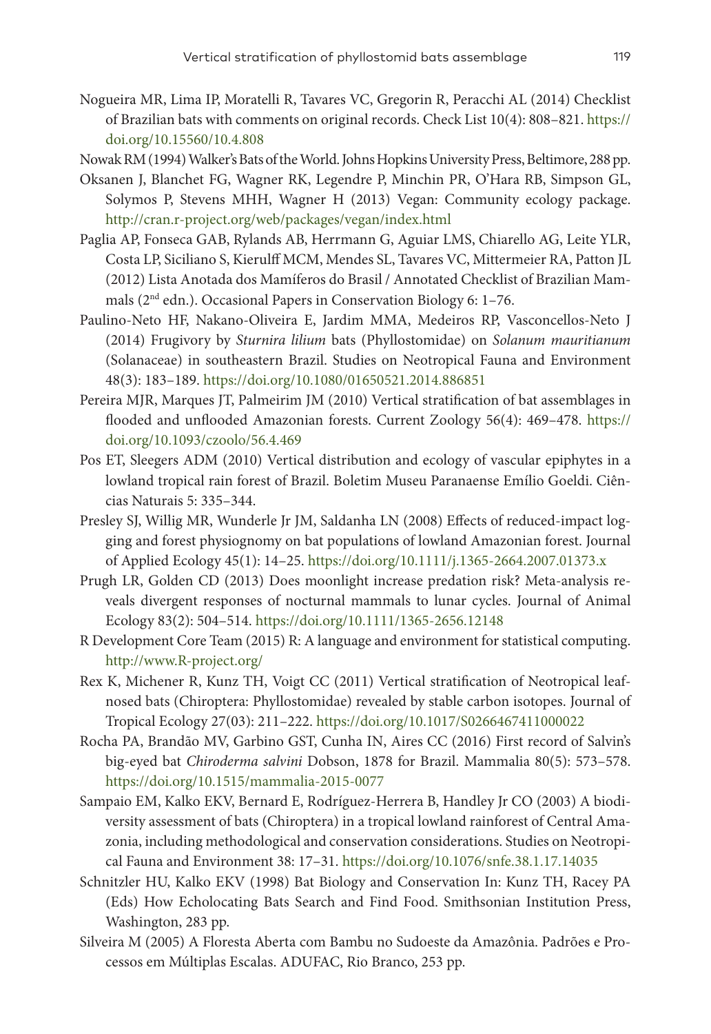Nogueira MR, Lima IP, Moratelli R, Tavares VC, Gregorin R, Peracchi AL (2014) Checklist of Brazilian bats with comments on original records. Check List 10(4): 808–821. https://doi.org/10.15560/10.4.808

Nowak RM (1994) Walker's Bats of the World. Johns Hopkins University Press, Beltimore, 288 pp.

Oksanen J, Blanchet FG, Wagner RK, Legendre P, Minchin PR, O'Hara RB, Simpson GL, Solymos P, Stevens MHH, Wagner H (2013) Vegan: Community ecology package. http://cran.r-project.org/web/packages/vegan/index.html

Paglia AP, Fonseca GAB, Rylands AB, Herrmann G, Aguiar LMS, Chiarello AG, Leite YLR, Costa LP, Siciliano S, Kierulff MCM, Mendes SL, Tavares VC, Mittermeier RA, Patton JL (2012) Lista Anotada dos Mamíferos do Brasil / Annotated Checklist of Brazilian Mammals (2nd edn.). Occasional Papers in Conservation Biology 6: 1–76.

Paulino-Neto HF, Nakano-Oliveira E, Jardim MMA, Medeiros RP, Vasconcellos-Neto J (2014) Frugivory by *Sturnira lilium* bats (Phyllostomidae) on *Solanum mauritianum* (Solanaceae) in southeastern Brazil. Studies on Neotropical Fauna and Environment 48(3): 183–189. https://doi.org/10.1080/01650521.2014.886851

Pereira MJR, Marques JT, Palmeirim JM (2010) Vertical stratification of bat assemblages in flooded and unflooded Amazonian forests. Current Zoology 56(4): 469–478. https://doi.org/10.1093/czoolo/56.4.469

Pos ET, Sleegers ADM (2010) Vertical distribution and ecology of vascular epiphytes in a lowland tropical rain forest of Brazil. Boletim Museu Paranaense Emílio Goeldi. Ciências Naturais 5: 335–344.

Presley SJ, Willig MR, Wunderle Jr JM, Saldanha LN (2008) Effects of reduced-impact logging and forest physiognomy on bat populations of lowland Amazonian forest. Journal of Applied Ecology 45(1): 14–25. https://doi.org/10.1111/j.1365-2664.2007.01373.x

Prugh LR, Golden CD (2013) Does moonlight increase predation risk? Meta-analysis reveals divergent responses of nocturnal mammals to lunar cycles. Journal of Animal Ecology 83(2): 504–514. https://doi.org/10.1111/1365-2656.12148

R Development Core Team (2015) R: A language and environment for statistical computing. http://www.R-project.org/

Rex K, Michener R, Kunz TH, Voigt CC (2011) Vertical stratification of Neotropical leaf-nosed bats (Chiroptera: Phyllostomidae) revealed by stable carbon isotopes. Journal of Tropical Ecology 27(03): 211–222. https://doi.org/10.1017/S0266467411000022

Rocha PA, Brandão MV, Garbino GST, Cunha IN, Aires CC (2016) First record of Salvin's big-eyed bat *Chiroderma salvini* Dobson, 1878 for Brazil. Mammalia 80(5): 573–578. https://doi.org/10.1515/mammalia-2015-0077

Sampaio EM, Kalko EKV, Bernard E, Rodríguez-Herrera B, Handley Jr CO (2003) A biodiversity assessment of bats (Chiroptera) in a tropical lowland rainforest of Central Amazonia, including methodological and conservation considerations. Studies on Neotropical Fauna and Environment 38: 17–31. https://doi.org/10.1076/snfe.38.1.17.14035

Schnitzler HU, Kalko EKV (1998) Bat Biology and Conservation In: Kunz TH, Racey PA (Eds) How Echolocating Bats Search and Find Food. Smithsonian Institution Press, Washington, 283 pp.

Silveira M (2005) A Floresta Aberta com Bambu no Sudoeste da Amazônia. Padrões e Processos em Múltiplas Escalas. ADUFAC, Rio Branco, 253 pp.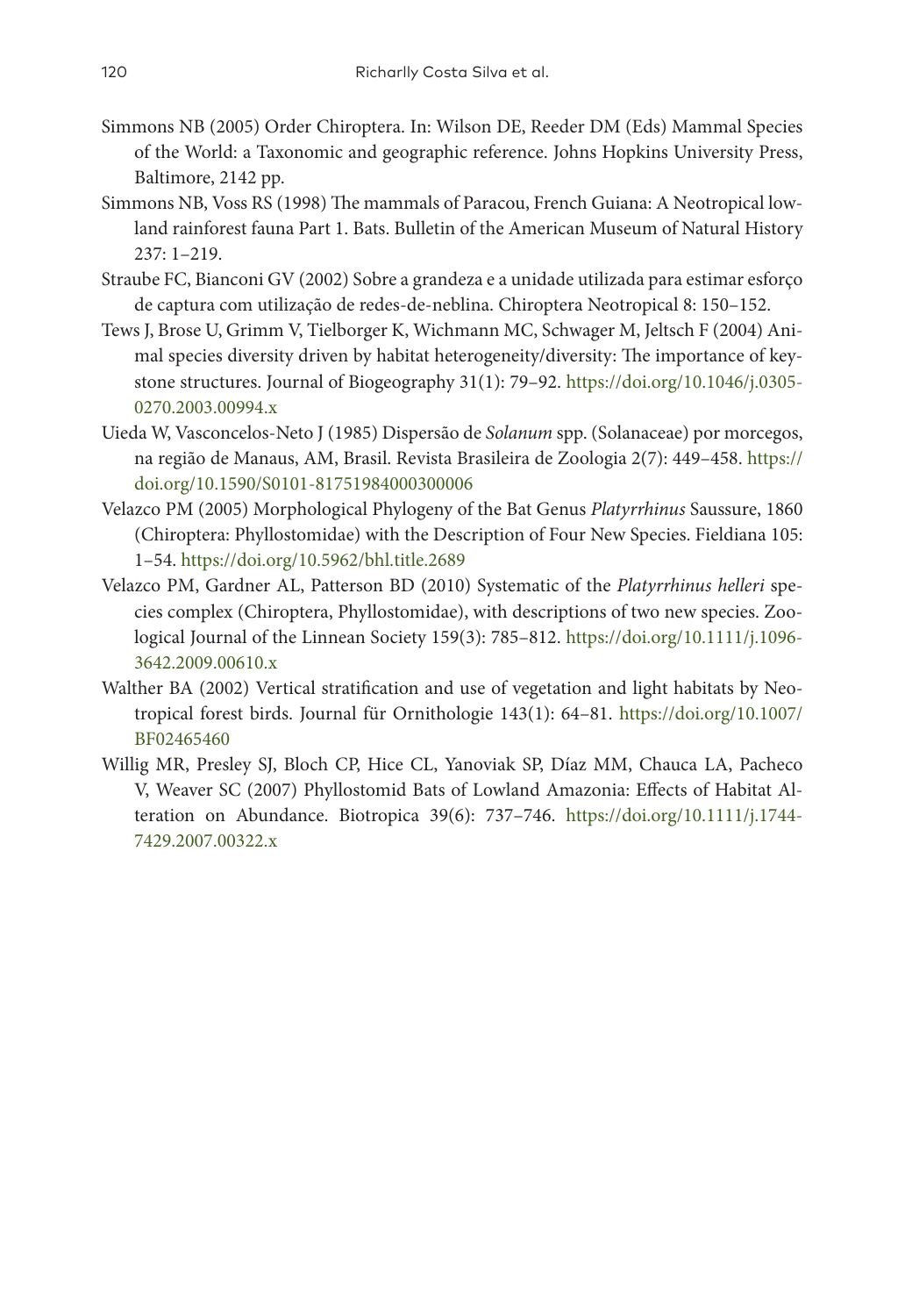Simmons NB (2005) Order Chiroptera. In: Wilson DE, Reeder DM (Eds) Mammal Species of the World: a Taxonomic and geographic reference. Johns Hopkins University Press, Baltimore, 2142 pp.

Simmons NB, Voss RS (1998) The mammals of Paracou, French Guiana: A Neotropical lowland rainforest fauna Part 1. Bats. Bulletin of the American Museum of Natural History 237: 1–219.

Straube FC, Bianconi GV (2002) Sobre a grandeza e a unidade utilizada para estimar esforço de captura com utilização de redes-de-neblina. Chiroptera Neotropical 8: 150–152.

Tews J, Brose U, Grimm V, Tielborger K, Wichmann MC, Schwager M, Jeltsch F (2004) Animal species diversity driven by habitat heterogeneity/diversity: The importance of keystone structures. Journal of Biogeography 31(1): 79–92. https://doi.org/10.1046/j.0305-0270.2003.00994.x

Uieda W, Vasconcelos-Neto J (1985) Dispersão de *Solanum* spp. (Solanaceae) por morcegos, na região de Manaus, AM, Brasil. Revista Brasileira de Zoologia 2(7): 449–458. https://doi.org/10.1590/S0101-81751984000300006

Velazco PM (2005) Morphological Phylogeny of the Bat Genus *Platyrrhinus* Saussure, 1860 (Chiroptera: Phyllostomidae) with the Description of Four New Species. Fieldiana 105: 1–54. https://doi.org/10.5962/bhl.title.2689

Velazco PM, Gardner AL, Patterson BD (2010) Systematic of the *Platyrrhinus helleri* species complex (Chiroptera, Phyllostomidae), with descriptions of two new species. Zoological Journal of the Linnean Society 159(3): 785–812. https://doi.org/10.1111/j.1096-3642.2009.00610.x

Walther BA (2002) Vertical stratification and use of vegetation and light habitats by Neotropical forest birds. Journal für Ornithologie 143(1): 64–81. https://doi.org/10.1007/BF02465460

Willig MR, Presley SJ, Bloch CP, Hice CL, Yanoviak SP, Díaz MM, Chauca LA, Pacheco V, Weaver SC (2007) Phyllostomid Bats of Lowland Amazonia: Effects of Habitat Alteration on Abundance. Biotropica 39(6): 737–746. https://doi.org/10.1111/j.1744-7429.2007.00322.x